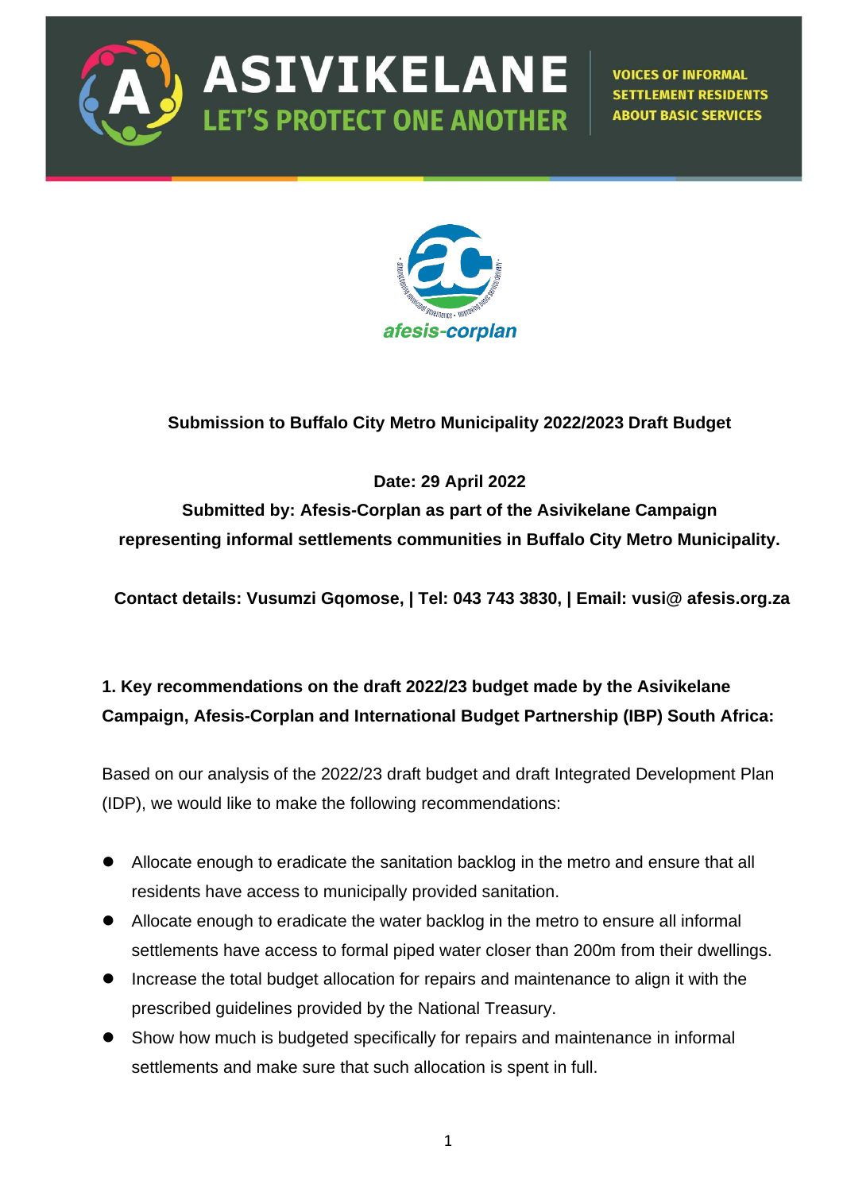**ASIVIKELANE**
**LET'S PROTECT ONE ANOTHER**

**VOICES OF INFORMAL SETTLEMENT RESIDENTS ABOUT BASIC SERVICES**

afesis-corplan

**Submission to Buffalo City Metro Municipality 2022/2023 Draft Budget**

**Date: 29 April 2022**

**Submitted by: Afesis-Corplan as part of the Asivikelane Campaign representing informal settlements communities in Buffalo City Metro Municipality.**

**Contact details: Vusumzi Gqomose, | Tel: 043 743 3830, | Email: vusi@ afesis.org.za**

## 1. Key recommendations on the draft 2022/23 budget made by the Asivikelane Campaign, Afesis-Corplan and International Budget Partnership (IBP) South Africa:

Based on our analysis of the 2022/23 draft budget and draft Integrated Development Plan (IDP), we would like to make the following recommendations:

- Allocate enough to eradicate the sanitation backlog in the metro and ensure that all residents have access to municipally provided sanitation.
- Allocate enough to eradicate the water backlog in the metro to ensure all informal settlements have access to formal piped water closer than 200m from their dwellings.
- Increase the total budget allocation for repairs and maintenance to align it with the prescribed guidelines provided by the National Treasury.
- Show how much is budgeted specifically for repairs and maintenance in informal settlements and make sure that such allocation is spent in full.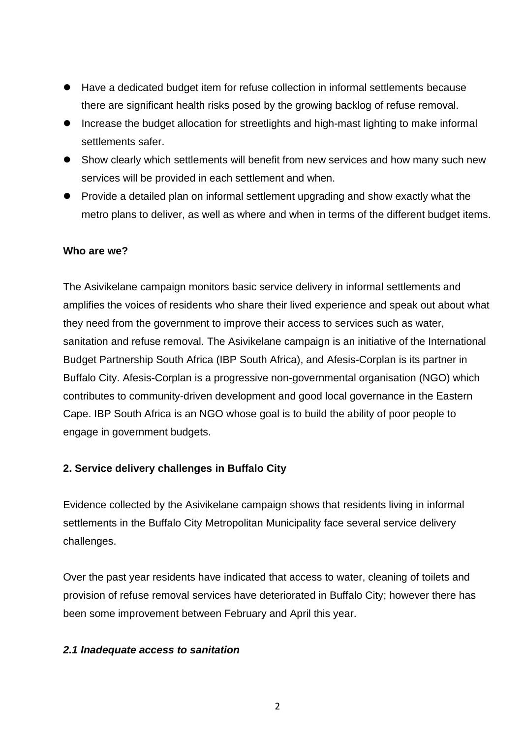- Have a dedicated budget item for refuse collection in informal settlements because there are significant health risks posed by the growing backlog of refuse removal.
- Increase the budget allocation for streetlights and high-mast lighting to make informal settlements safer.
- Show clearly which settlements will benefit from new services and how many such new services will be provided in each settlement and when.
- Provide a detailed plan on informal settlement upgrading and show exactly what the metro plans to deliver, as well as where and when in terms of the different budget items.

**Who are we?**

The Asivikelane campaign monitors basic service delivery in informal settlements and amplifies the voices of residents who share their lived experience and speak out about what they need from the government to improve their access to services such as water, sanitation and refuse removal. The Asivikelane campaign is an initiative of the International Budget Partnership South Africa (IBP South Africa), and Afesis-Corplan is its partner in Buffalo City. Afesis-Corplan is a progressive non-governmental organisation (NGO) which contributes to community-driven development and good local governance in the Eastern Cape. IBP South Africa is an NGO whose goal is to build the ability of poor people to engage in government budgets.

## 2. Service delivery challenges in Buffalo City

Evidence collected by the Asivikelane campaign shows that residents living in informal settlements in the Buffalo City Metropolitan Municipality face several service delivery challenges.

Over the past year residents have indicated that access to water, cleaning of toilets and provision of refuse removal services have deteriorated in Buffalo City; however there has been some improvement between February and April this year.

### *2.1 Inadequate access to sanitation*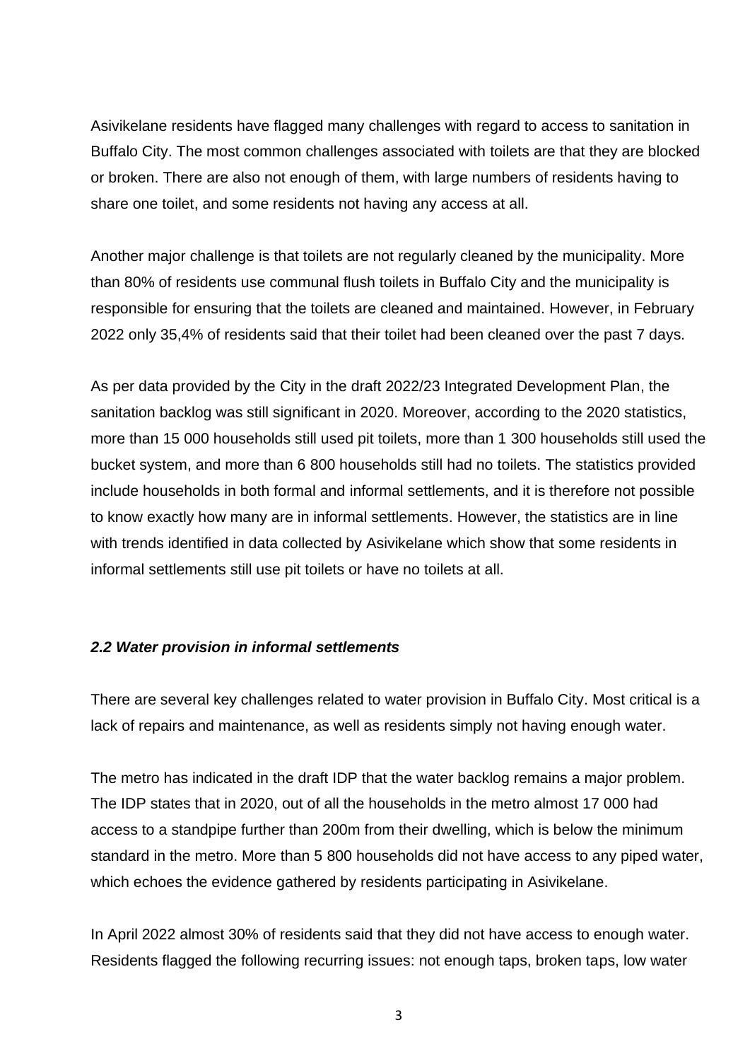Asivikelane residents have flagged many challenges with regard to access to sanitation in Buffalo City. The most common challenges associated with toilets are that they are blocked or broken. There are also not enough of them, with large numbers of residents having to share one toilet, and some residents not having any access at all.

Another major challenge is that toilets are not regularly cleaned by the municipality. More than 80% of residents use communal flush toilets in Buffalo City and the municipality is responsible for ensuring that the toilets are cleaned and maintained. However, in February 2022 only 35,4% of residents said that their toilet had been cleaned over the past 7 days.

As per data provided by the City in the draft 2022/23 Integrated Development Plan, the sanitation backlog was still significant in 2020. Moreover, according to the 2020 statistics, more than 15 000 households still used pit toilets, more than 1 300 households still used the bucket system, and more than 6 800 households still had no toilets. The statistics provided include households in both formal and informal settlements, and it is therefore not possible to know exactly how many are in informal settlements. However, the statistics are in line with trends identified in data collected by Asivikelane which show that some residents in informal settlements still use pit toilets or have no toilets at all.

### *2.2 Water provision in informal settlements*

There are several key challenges related to water provision in Buffalo City. Most critical is a lack of repairs and maintenance, as well as residents simply not having enough water.

The metro has indicated in the draft IDP that the water backlog remains a major problem. The IDP states that in 2020, out of all the households in the metro almost 17 000 had access to a standpipe further than 200m from their dwelling, which is below the minimum standard in the metro. More than 5 800 households did not have access to any piped water, which echoes the evidence gathered by residents participating in Asivikelane.

In April 2022 almost 30% of residents said that they did not have access to enough water. Residents flagged the following recurring issues: not enough taps, broken taps, low water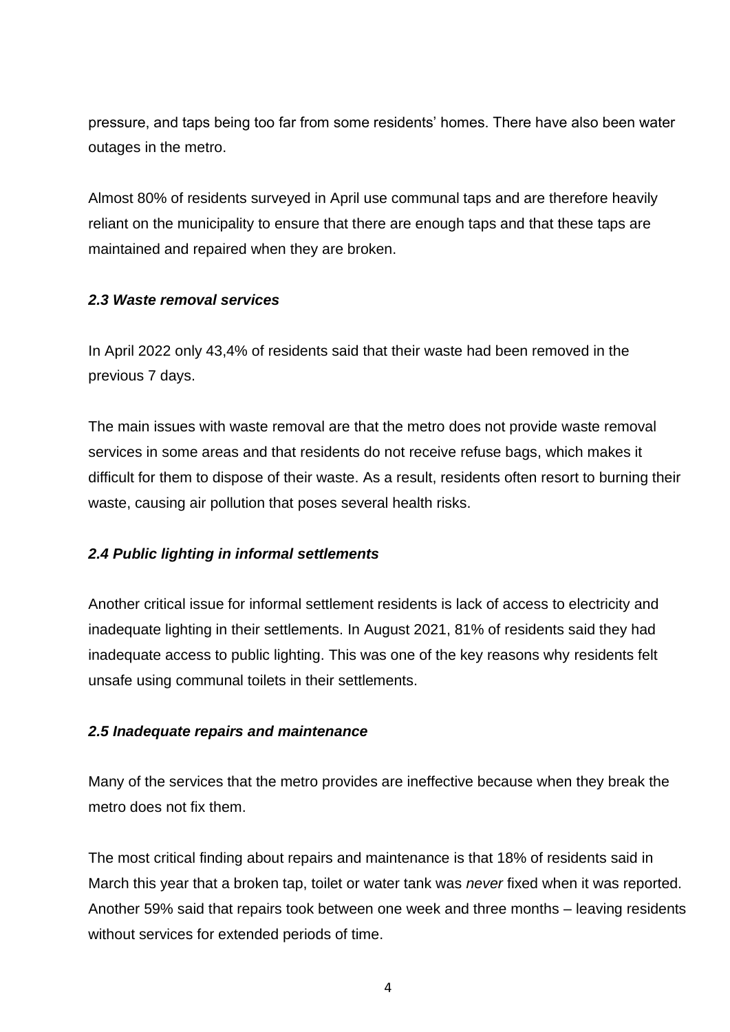pressure, and taps being too far from some residents' homes. There have also been water outages in the metro.

Almost 80% of residents surveyed in April use communal taps and are therefore heavily reliant on the municipality to ensure that there are enough taps and that these taps are maintained and repaired when they are broken.

### *2.3 Waste removal services*

In April 2022 only 43,4% of residents said that their waste had been removed in the previous 7 days.

The main issues with waste removal are that the metro does not provide waste removal services in some areas and that residents do not receive refuse bags, which makes it difficult for them to dispose of their waste. As a result, residents often resort to burning their waste, causing air pollution that poses several health risks.

### *2.4 Public lighting in informal settlements*

Another critical issue for informal settlement residents is lack of access to electricity and inadequate lighting in their settlements. In August 2021, 81% of residents said they had inadequate access to public lighting. This was one of the key reasons why residents felt unsafe using communal toilets in their settlements.

### *2.5 Inadequate repairs and maintenance*

Many of the services that the metro provides are ineffective because when they break the metro does not fix them.

The most critical finding about repairs and maintenance is that 18% of residents said in March this year that a broken tap, toilet or water tank was *never* fixed when it was reported. Another 59% said that repairs took between one week and three months – leaving residents without services for extended periods of time.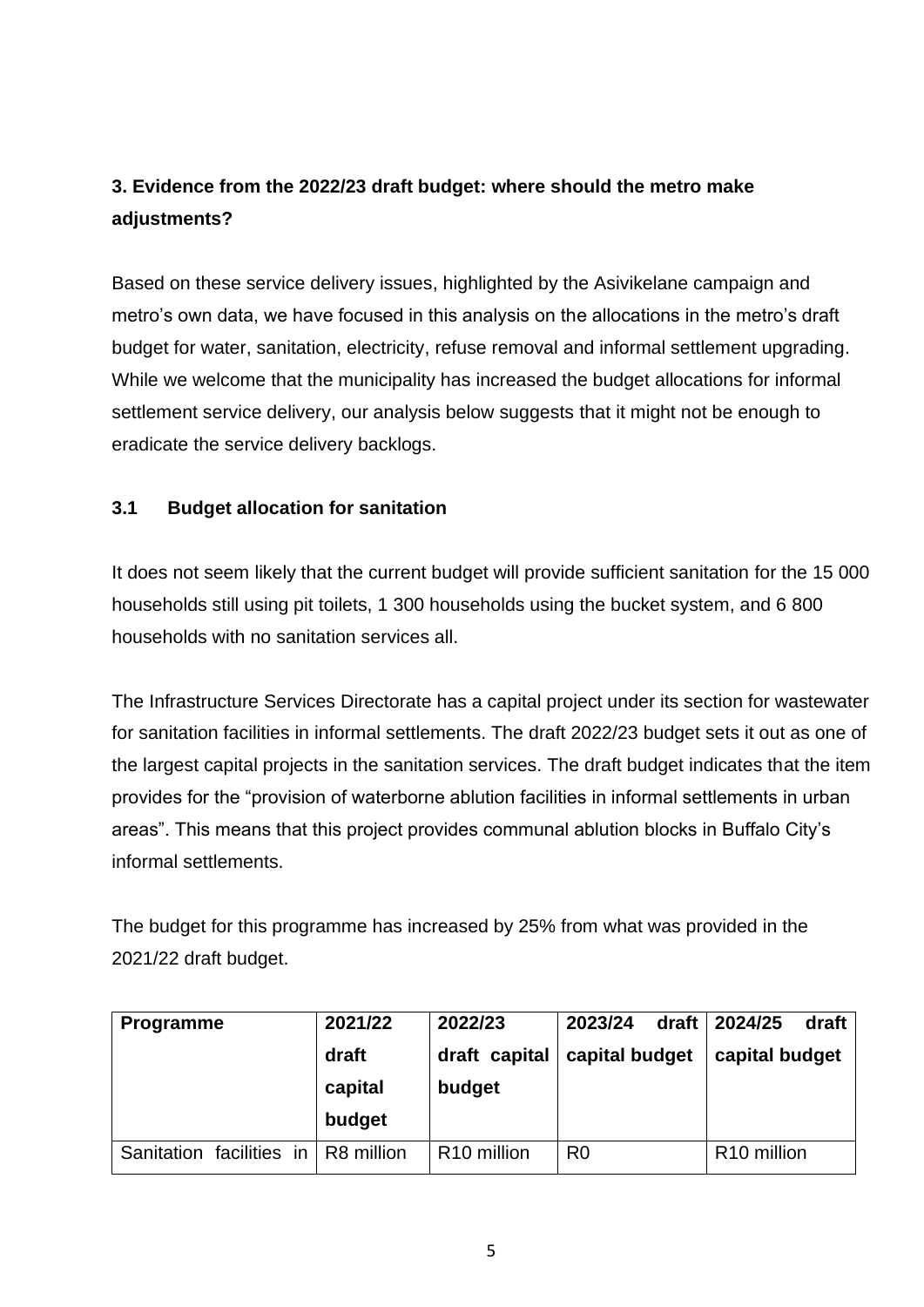## 3. Evidence from the 2022/23 draft budget: where should the metro make adjustments?

Based on these service delivery issues, highlighted by the Asivikelane campaign and metro's own data, we have focused in this analysis on the allocations in the metro's draft budget for water, sanitation, electricity, refuse removal and informal settlement upgrading. While we welcome that the municipality has increased the budget allocations for informal settlement service delivery, our analysis below suggests that it might not be enough to eradicate the service delivery backlogs.

### 3.1 Budget allocation for sanitation

It does not seem likely that the current budget will provide sufficient sanitation for the 15 000 households still using pit toilets, 1 300 households using the bucket system, and 6 800 households with no sanitation services all.

The Infrastructure Services Directorate has a capital project under its section for wastewater for sanitation facilities in informal settlements. The draft 2022/23 budget sets it out as one of the largest capital projects in the sanitation services. The draft budget indicates that the item provides for the "provision of waterborne ablution facilities in informal settlements in urban areas". This means that this project provides communal ablution blocks in Buffalo City's informal settlements.

The budget for this programme has increased by 25% from what was provided in the 2021/22 draft budget.

| Programme | 2021/22 draft capital budget | 2022/23 draft capital budget | 2023/24 draft capital budget | 2024/25 draft capital budget |
|---|---|---|---|---|
| Sanitation facilities in | R8 million | R10 million | R0 | R10 million |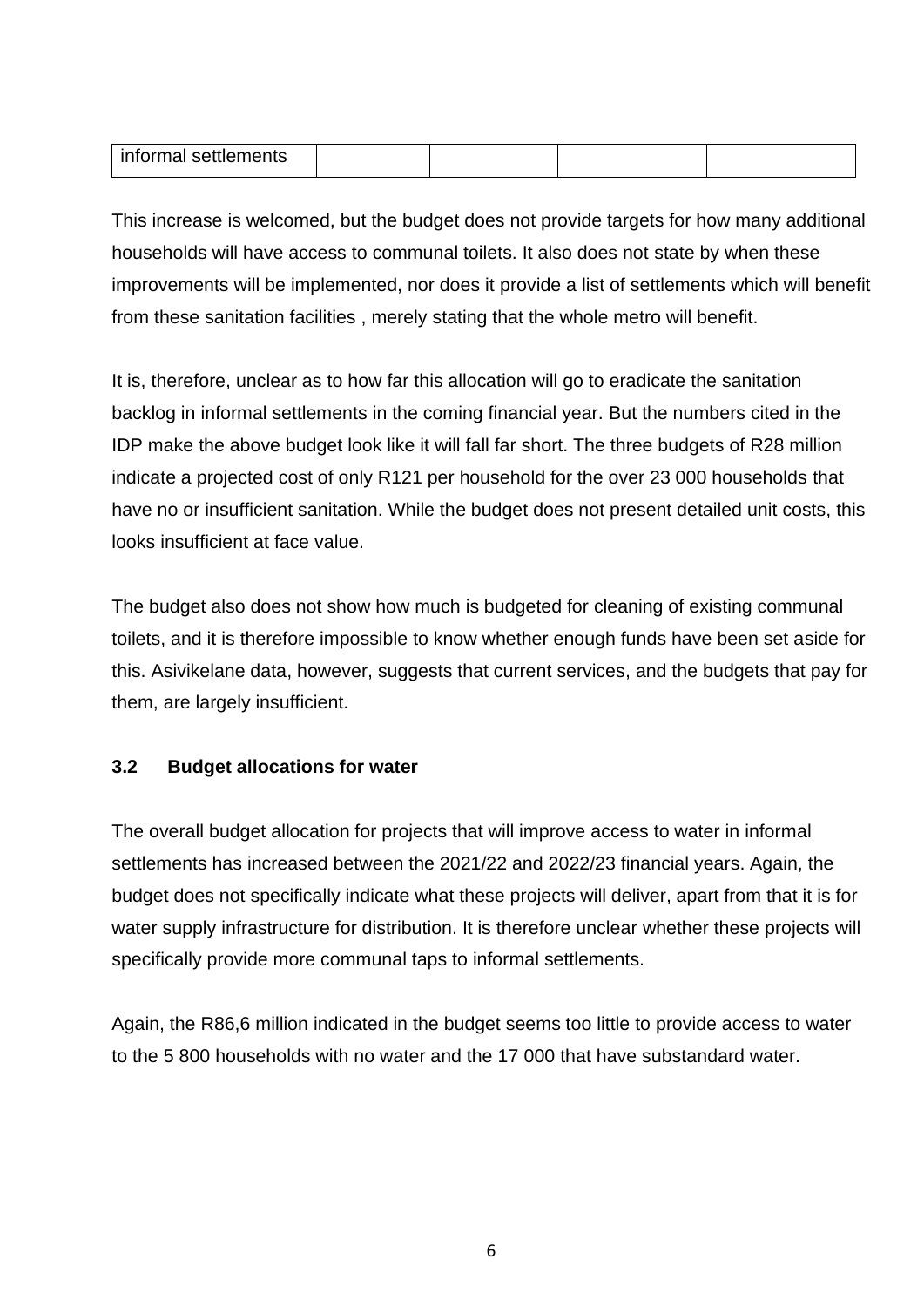| informal settlements | | | | |
|---|---|---|---|---|

This increase is welcomed, but the budget does not provide targets for how many additional households will have access to communal toilets. It also does not state by when these improvements will be implemented, nor does it provide a list of settlements which will benefit from these sanitation facilities , merely stating that the whole metro will benefit.

It is, therefore, unclear as to how far this allocation will go to eradicate the sanitation backlog in informal settlements in the coming financial year. But the numbers cited in the IDP make the above budget look like it will fall far short. The three budgets of R28 million indicate a projected cost of only R121 per household for the over 23 000 households that have no or insufficient sanitation. While the budget does not present detailed unit costs, this looks insufficient at face value.

The budget also does not show how much is budgeted for cleaning of existing communal toilets, and it is therefore impossible to know whether enough funds have been set aside for this. Asivikelane data, however, suggests that current services, and the budgets that pay for them, are largely insufficient.

### 3.2 Budget allocations for water

The overall budget allocation for projects that will improve access to water in informal settlements has increased between the 2021/22 and 2022/23 financial years. Again, the budget does not specifically indicate what these projects will deliver, apart from that it is for water supply infrastructure for distribution. It is therefore unclear whether these projects will specifically provide more communal taps to informal settlements.

Again, the R86,6 million indicated in the budget seems too little to provide access to water to the 5 800 households with no water and the 17 000 that have substandard water.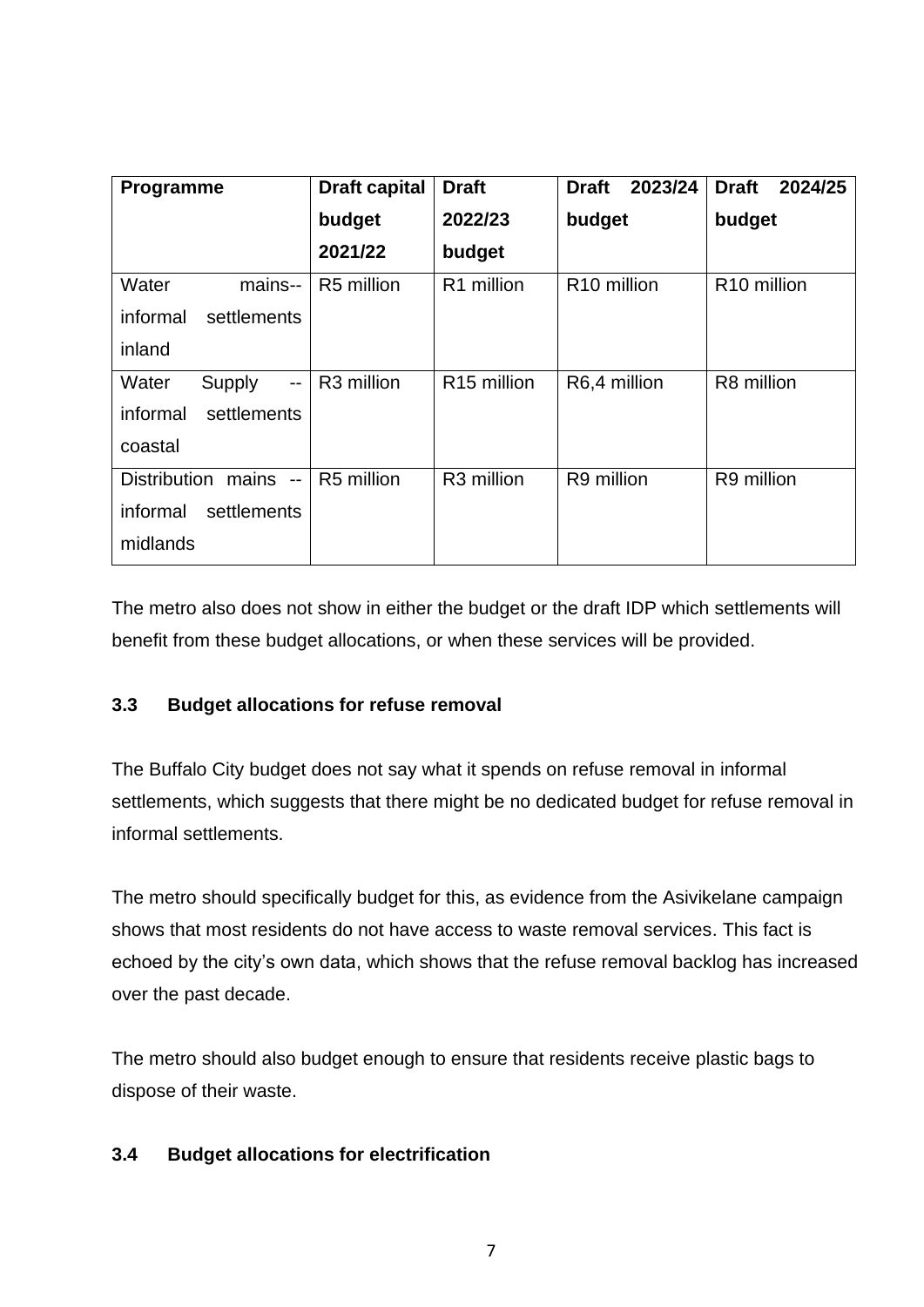| Programme | Draft capital budget 2021/22 | Draft 2022/23 budget | Draft 2023/24 budget | Draft 2024/25 budget |
|---|---|---|---|---|
| Water mains-- informal settlements inland | R5 million | R1 million | R10 million | R10 million |
| Water Supply -- informal settlements coastal | R3 million | R15 million | R6,4 million | R8 million |
| Distribution mains -- informal settlements midlands | R5 million | R3 million | R9 million | R9 million |

The metro also does not show in either the budget or the draft IDP which settlements will benefit from these budget allocations, or when these services will be provided.

### 3.3 Budget allocations for refuse removal

The Buffalo City budget does not say what it spends on refuse removal in informal settlements, which suggests that there might be no dedicated budget for refuse removal in informal settlements.

The metro should specifically budget for this, as evidence from the Asivikelane campaign shows that most residents do not have access to waste removal services. This fact is echoed by the city's own data, which shows that the refuse removal backlog has increased over the past decade.

The metro should also budget enough to ensure that residents receive plastic bags to dispose of their waste.

### 3.4 Budget allocations for electrification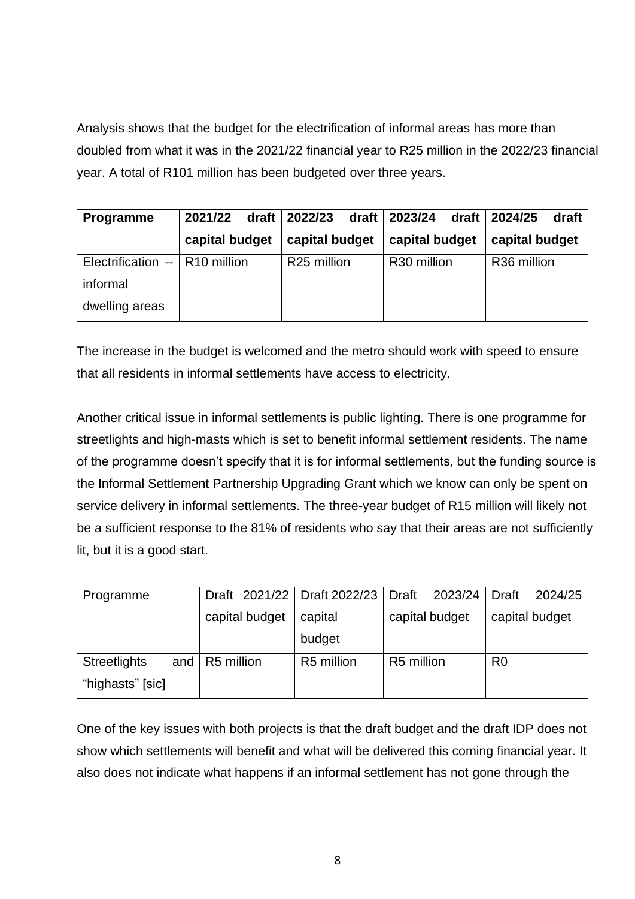Analysis shows that the budget for the electrification of informal areas has more than doubled from what it was in the 2021/22 financial year to R25 million in the 2022/23 financial year. A total of R101 million has been budgeted over three years.

| **Programme** | **2021/22 draft capital budget** | **2022/23 draft capital budget** | **2023/24 draft capital budget** | **2024/25 draft capital budget** |
|---|---|---|---|---|
| Electrification -- informal dwelling areas | R10 million | R25 million | R30 million | R36 million |

The increase in the budget is welcomed and the metro should work with speed to ensure that all residents in informal settlements have access to electricity.

Another critical issue in informal settlements is public lighting. There is one programme for streetlights and high-masts which is set to benefit informal settlement residents. The name of the programme doesn't specify that it is for informal settlements, but the funding source is the Informal Settlement Partnership Upgrading Grant which we know can only be spent on service delivery in informal settlements. The three-year budget of R15 million will likely not be a sufficient response to the 81% of residents who say that their areas are not sufficiently lit, but it is a good start.

| Programme | Draft 2021/22 capital budget | Draft 2022/23 capital budget | Draft 2023/24 capital budget | Draft 2024/25 capital budget |
|---|---|---|---|---|
| Streetlights and "highasts" [sic] | R5 million | R5 million | R5 million | R0 |

One of the key issues with both projects is that the draft budget and the draft IDP does not show which settlements will benefit and what will be delivered this coming financial year. It also does not indicate what happens if an informal settlement has not gone through the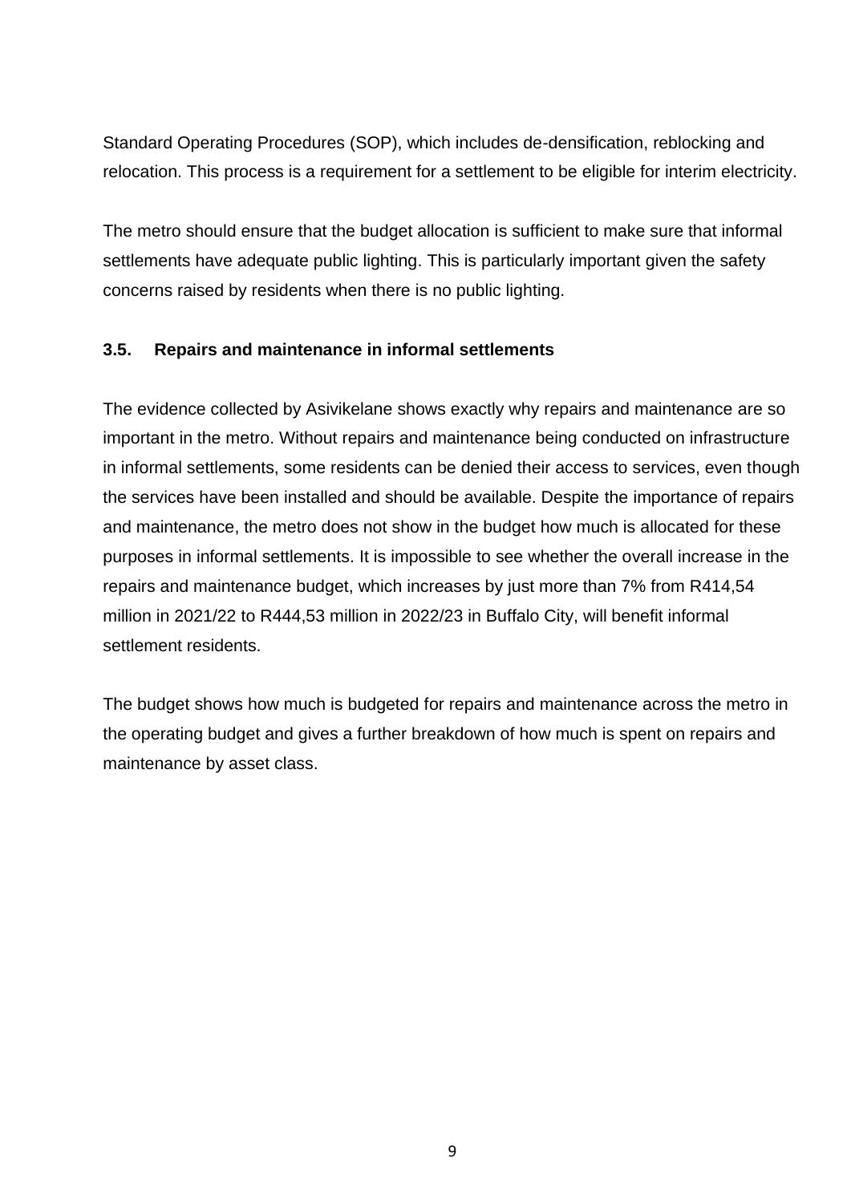Standard Operating Procedures (SOP), which includes de-densification, reblocking and relocation. This process is a requirement for a settlement to be eligible for interim electricity.

The metro should ensure that the budget allocation is sufficient to make sure that informal settlements have adequate public lighting. This is particularly important given the safety concerns raised by residents when there is no public lighting.

### 3.5. Repairs and maintenance in informal settlements

The evidence collected by Asivikelane shows exactly why repairs and maintenance are so important in the metro. Without repairs and maintenance being conducted on infrastructure in informal settlements, some residents can be denied their access to services, even though the services have been installed and should be available. Despite the importance of repairs and maintenance, the metro does not show in the budget how much is allocated for these purposes in informal settlements. It is impossible to see whether the overall increase in the repairs and maintenance budget, which increases by just more than 7% from R414,54 million in 2021/22 to R444,53 million in 2022/23 in Buffalo City, will benefit informal settlement residents.

The budget shows how much is budgeted for repairs and maintenance across the metro in the operating budget and gives a further breakdown of how much is spent on repairs and maintenance by asset class.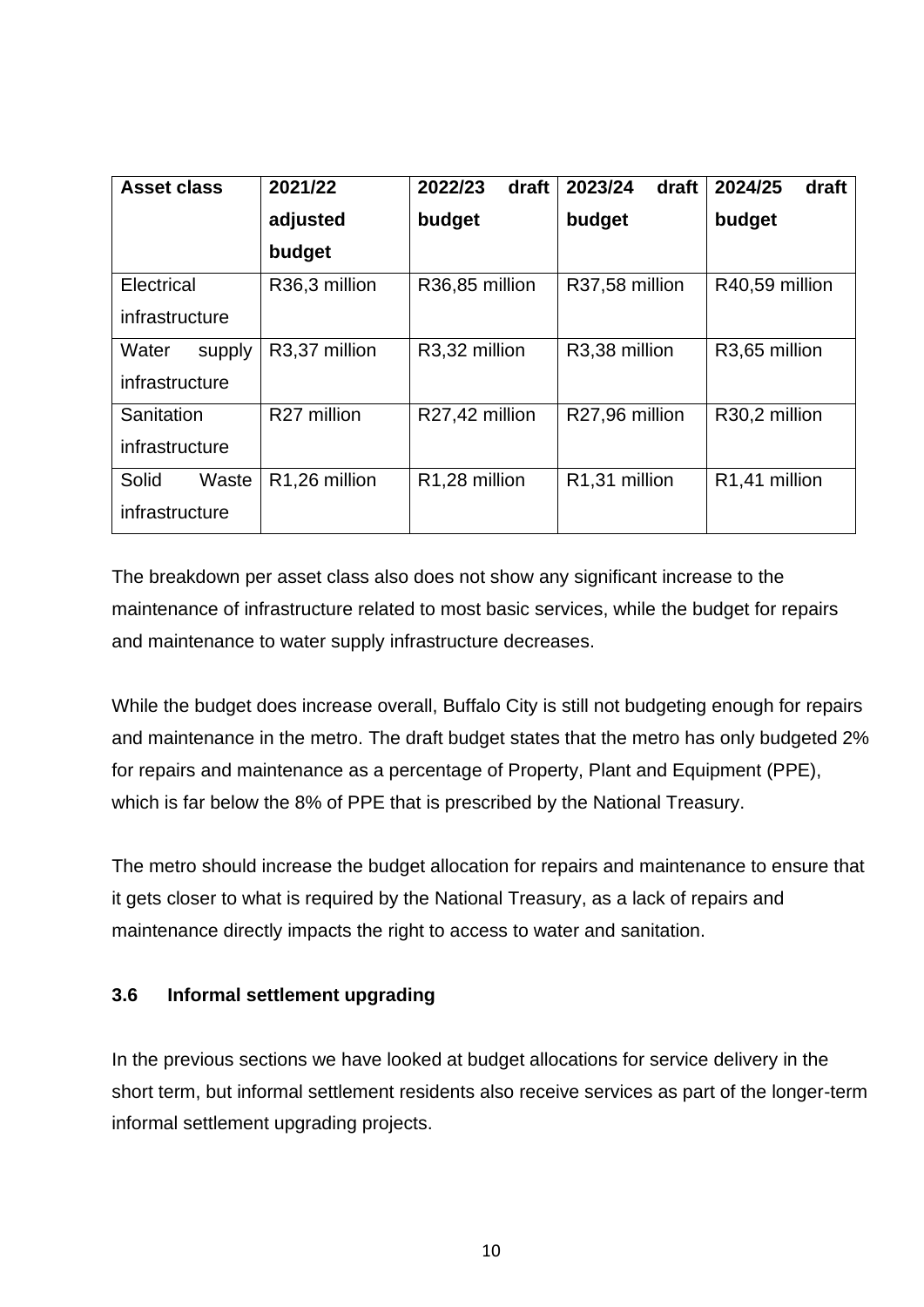| Asset class | 2021/22 adjusted budget | 2022/23 draft budget | 2023/24 draft budget | 2024/25 draft budget |
|---|---|---|---|---|
| Electrical infrastructure | R36,3 million | R36,85 million | R37,58 million | R40,59 million |
| Water supply infrastructure | R3,37 million | R3,32 million | R3,38 million | R3,65 million |
| Sanitation infrastructure | R27 million | R27,42 million | R27,96 million | R30,2 million |
| Solid Waste infrastructure | R1,26 million | R1,28 million | R1,31 million | R1,41 million |

The breakdown per asset class also does not show any significant increase to the maintenance of infrastructure related to most basic services, while the budget for repairs and maintenance to water supply infrastructure decreases.

While the budget does increase overall, Buffalo City is still not budgeting enough for repairs and maintenance in the metro. The draft budget states that the metro has only budgeted 2% for repairs and maintenance as a percentage of Property, Plant and Equipment (PPE), which is far below the 8% of PPE that is prescribed by the National Treasury.

The metro should increase the budget allocation for repairs and maintenance to ensure that it gets closer to what is required by the National Treasury, as a lack of repairs and maintenance directly impacts the right to access to water and sanitation.

### 3.6 Informal settlement upgrading

In the previous sections we have looked at budget allocations for service delivery in the short term, but informal settlement residents also receive services as part of the longer-term informal settlement upgrading projects.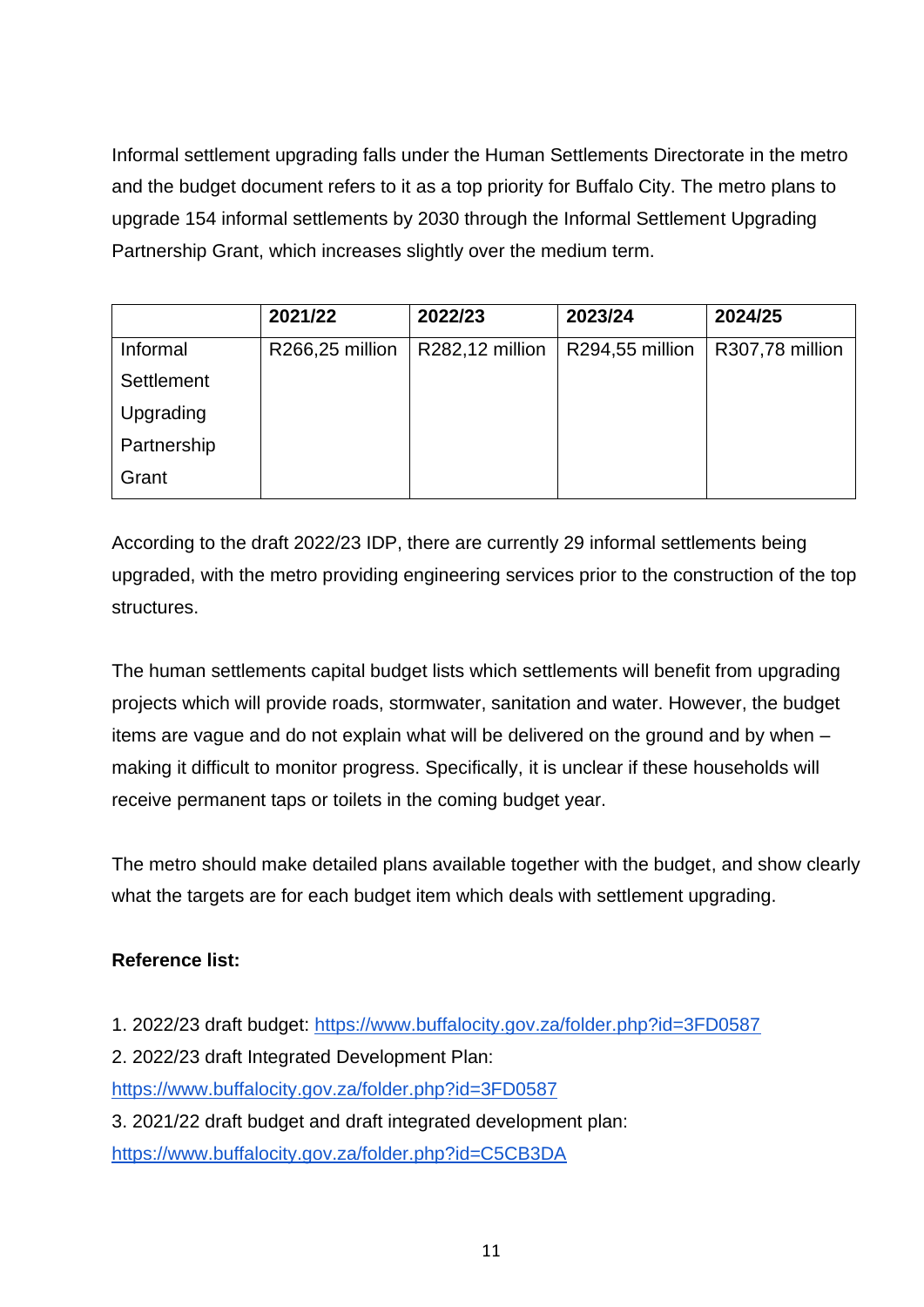Informal settlement upgrading falls under the Human Settlements Directorate in the metro and the budget document refers to it as a top priority for Buffalo City. The metro plans to upgrade 154 informal settlements by 2030 through the Informal Settlement Upgrading Partnership Grant, which increases slightly over the medium term.

| | 2021/22 | 2022/23 | 2023/24 | 2024/25 |
|---|---|---|---|---|
| Informal Settlement Upgrading Partnership Grant | R266,25 million | R282,12 million | R294,55 million | R307,78 million |

According to the draft 2022/23 IDP, there are currently 29 informal settlements being upgraded, with the metro providing engineering services prior to the construction of the top structures.

The human settlements capital budget lists which settlements will benefit from upgrading projects which will provide roads, stormwater, sanitation and water. However, the budget items are vague and do not explain what will be delivered on the ground and by when – making it difficult to monitor progress. Specifically, it is unclear if these households will receive permanent taps or toilets in the coming budget year.

The metro should make detailed plans available together with the budget, and show clearly what the targets are for each budget item which deals with settlement upgrading.

**Reference list:**

1. 2022/23 draft budget: https://www.buffalocity.gov.za/folder.php?id=3FD0587
2. 2022/23 draft Integrated Development Plan: https://www.buffalocity.gov.za/folder.php?id=3FD0587
3. 2021/22 draft budget and draft integrated development plan: https://www.buffalocity.gov.za/folder.php?id=C5CB3DA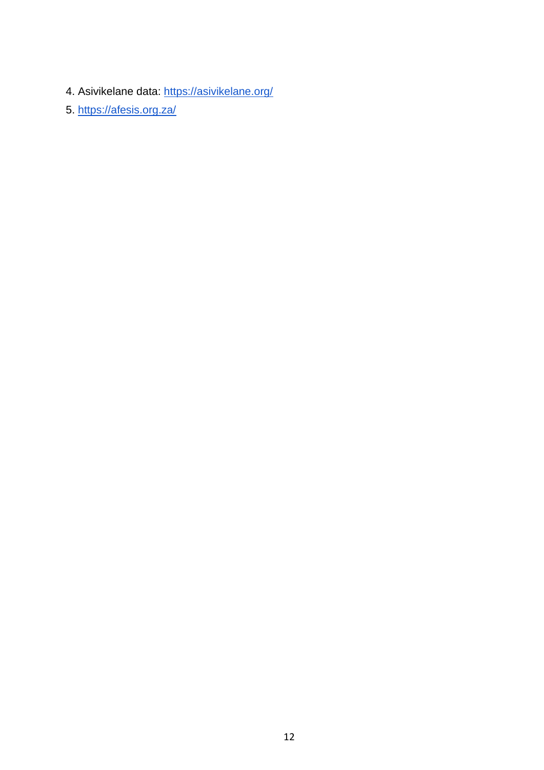4. Asivikelane data: https://asivikelane.org/
5. https://afesis.org.za/